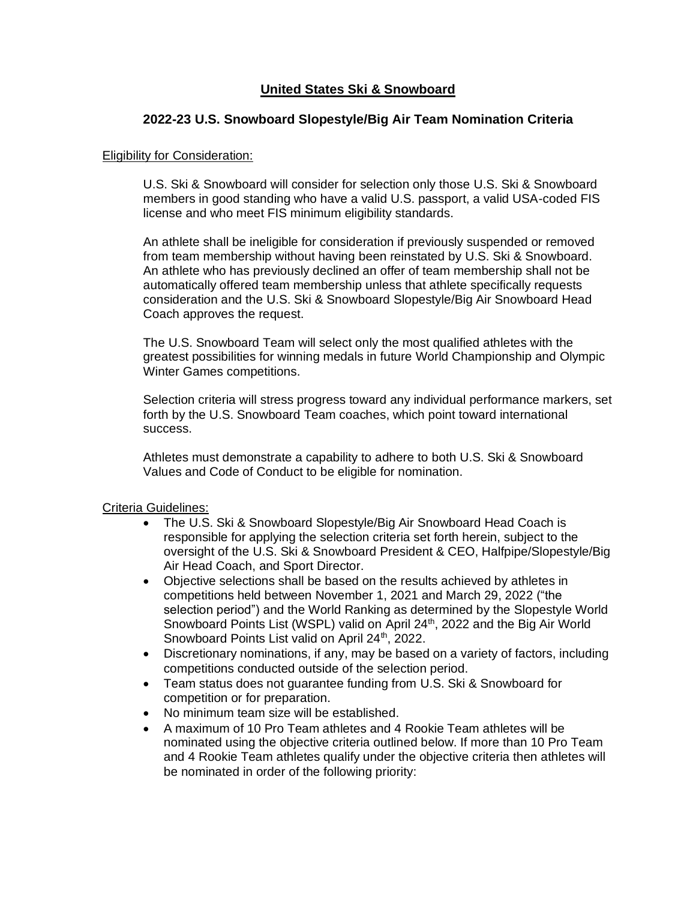# United States Ski & Snowboard

## 2022-23 U.S. Snowboard Slopestyle/Big Air Team Nomination Criteria

### Eligibility for Consideration:

U.S. Ski & Snowboard will consider for selection only those U.S. Ski & Snowboard members in good standing who have a valid U.S. passport, a valid USA-coded FIS license and who meet FIS minimum eligibility standards.

An athlete shall be ineligible for consideration if previously suspended or removed from team membership without having been reinstated by U.S. Ski & Snowboard. An athlete who has previously declined an offer of team membership shall not be automatically offered team membership unless that athlete specifically requests consideration and the U.S. Ski & Snowboard Slopestyle/Big Air Snowboard Head Coach approves the request.

The U.S. Snowboard Team will select only the most qualified athletes with the greatest possibilities for winning medals in future World Championship and Olympic Winter Games competitions.

Selection criteria will stress progress toward any individual performance markers, set forth by the U.S. Snowboard Team coaches, which point toward international success.

Athletes must demonstrate a capability to adhere to both U.S. Ski & Snowboard Values and Code of Conduct to be eligible for nomination.

### Criteria Guidelines:

- The U.S. Ski & Snowboard Slopestyle/Big Air Snowboard Head Coach is responsible for applying the selection criteria set forth herein, subject to the oversight of the U.S. Ski & Snowboard President & CEO, Halfpipe/Slopestyle/Big Air Head Coach, and Sport Director.
- Objective selections shall be based on the results achieved by athletes in competitions held between November 1, 2021 and March 29, 2022 ("the selection period") and the World Ranking as determined by the Slopestyle World Snowboard Points List (WSPL) valid on April 24th, 2022 and the Big Air World Snowboard Points List valid on April 24th, 2022.
- Discretionary nominations, if any, may be based on a variety of factors, including competitions conducted outside of the selection period.
- Team status does not guarantee funding from U.S. Ski & Snowboard for competition or for preparation.
- No minimum team size will be established.
- A maximum of 10 Pro Team athletes and 4 Rookie Team athletes will be nominated using the objective criteria outlined below. If more than 10 Pro Team and 4 Rookie Team athletes qualify under the objective criteria then athletes will be nominated in order of the following priority: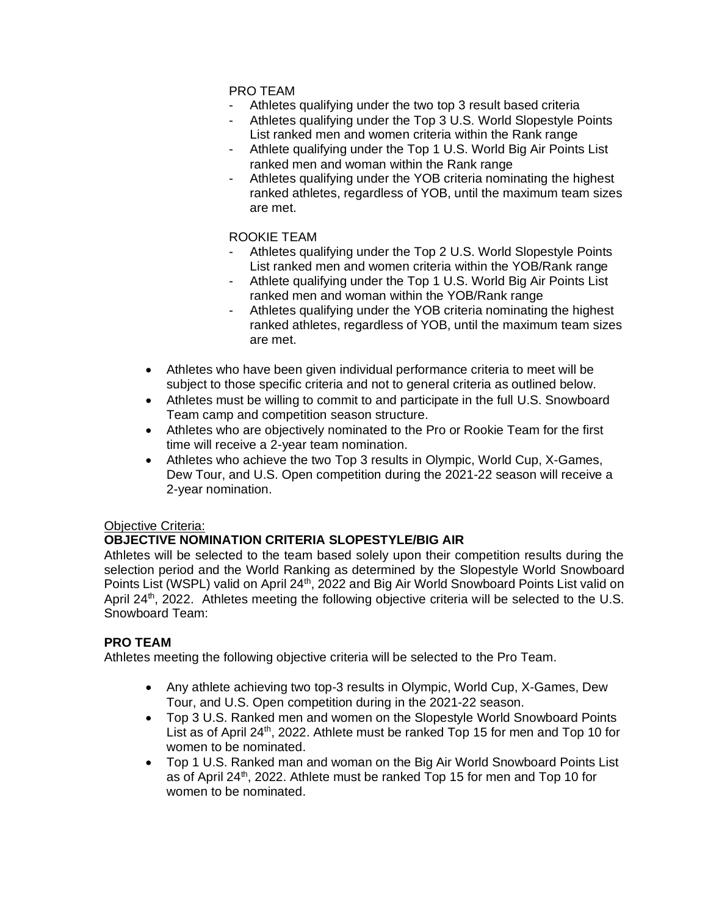PRO TEAM

- Athletes qualifying under the two top 3 result based criteria
- Athletes qualifying under the Top 3 U.S. World Slopestyle Points List ranked men and women criteria within the Rank range
- Athlete qualifying under the Top 1 U.S. World Big Air Points List ranked men and woman within the Rank range
- Athletes qualifying under the YOB criteria nominating the highest ranked athletes, regardless of YOB, until the maximum team sizes are met.

ROOKIE TEAM

- Athletes qualifying under the Top 2 U.S. World Slopestyle Points List ranked men and women criteria within the YOB/Rank range
- Athlete qualifying under the Top 1 U.S. World Big Air Points List ranked men and woman within the YOB/Rank range
- Athletes qualifying under the YOB criteria nominating the highest ranked athletes, regardless of YOB, until the maximum team sizes are met.

- Athletes who have been given individual performance criteria to meet will be subject to those specific criteria and not to general criteria as outlined below.
- Athletes must be willing to commit to and participate in the full U.S. Snowboard Team camp and competition season structure.
- Athletes who are objectively nominated to the Pro or Rookie Team for the first time will receive a 2-year team nomination.
- Athletes who achieve the two Top 3 results in Olympic, World Cup, X-Games, Dew Tour, and U.S. Open competition during the 2021-22 season will receive a 2-year nomination.

<u>Objective Criteria:</u>

**OBJECTIVE NOMINATION CRITERIA SLOPESTYLE/BIG AIR**

Athletes will be selected to the team based solely upon their competition results during the selection period and the World Ranking as determined by the Slopestyle World Snowboard Points List (WSPL) valid on April 24th, 2022 and Big Air World Snowboard Points List valid on April 24th, 2022. Athletes meeting the following objective criteria will be selected to the U.S. Snowboard Team:

**PRO TEAM**

Athletes meeting the following objective criteria will be selected to the Pro Team.

- Any athlete achieving two top-3 results in Olympic, World Cup, X-Games, Dew Tour, and U.S. Open competition during in the 2021-22 season.
- Top 3 U.S. Ranked men and women on the Slopestyle World Snowboard Points List as of April 24th, 2022. Athlete must be ranked Top 15 for men and Top 10 for women to be nominated.
- Top 1 U.S. Ranked man and woman on the Big Air World Snowboard Points List as of April 24th, 2022. Athlete must be ranked Top 15 for men and Top 10 for women to be nominated.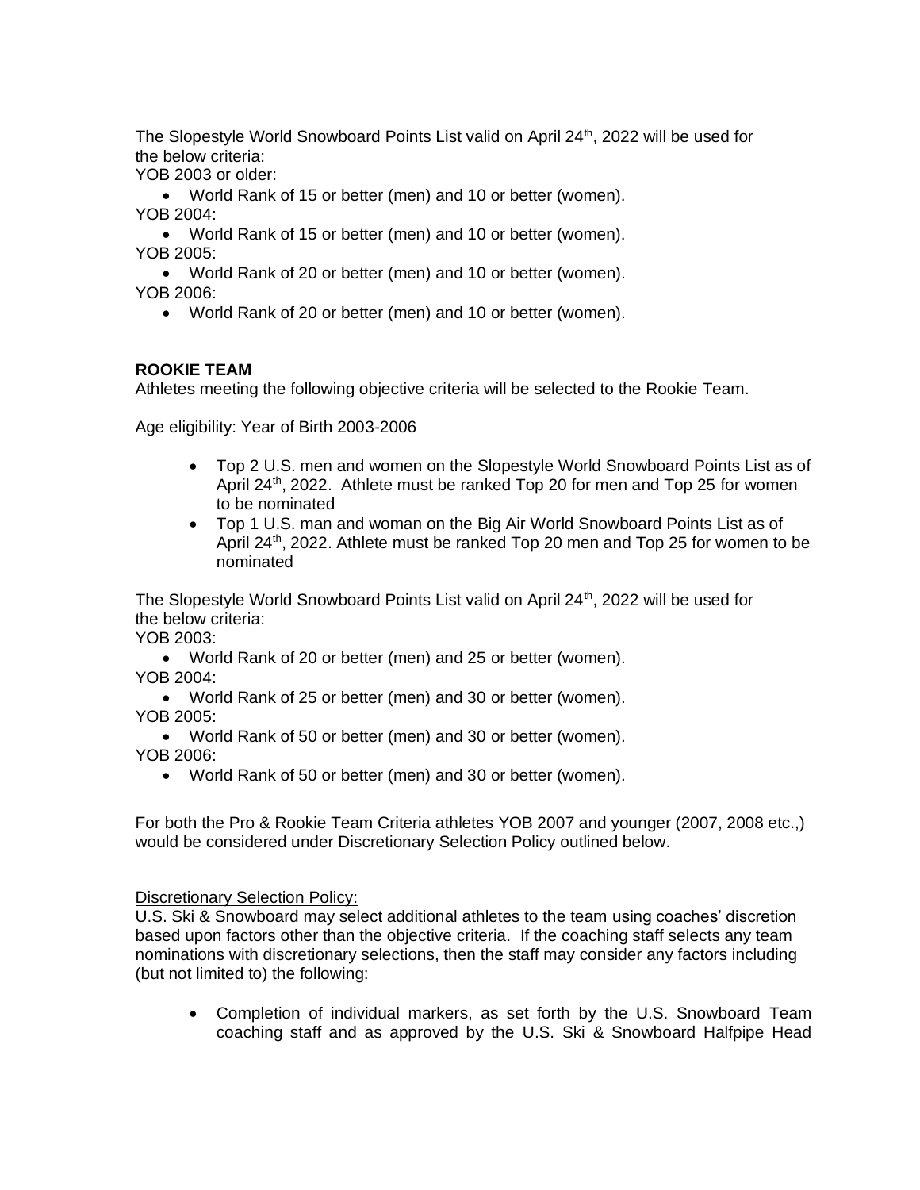The Slopestyle World Snowboard Points List valid on April 24th, 2022 will be used for the below criteria:

YOB 2003 or older:

- World Rank of 15 or better (men) and 10 or better (women).

YOB 2004:

- World Rank of 15 or better (men) and 10 or better (women).

YOB 2005:

- World Rank of 20 or better (men) and 10 or better (women).

YOB 2006:

- World Rank of 20 or better (men) and 10 or better (women).

**ROOKIE TEAM**

Athletes meeting the following objective criteria will be selected to the Rookie Team.

Age eligibility: Year of Birth 2003-2006

- Top 2 U.S. men and women on the Slopestyle World Snowboard Points List as of April 24th, 2022. Athlete must be ranked Top 20 for men and Top 25 for women to be nominated
- Top 1 U.S. man and woman on the Big Air World Snowboard Points List as of April 24th, 2022. Athlete must be ranked Top 20 men and Top 25 for women to be nominated

The Slopestyle World Snowboard Points List valid on April 24th, 2022 will be used for the below criteria:

YOB 2003:

- World Rank of 20 or better (men) and 25 or better (women).

YOB 2004:

- World Rank of 25 or better (men) and 30 or better (women).

YOB 2005:

- World Rank of 50 or better (men) and 30 or better (women).

YOB 2006:

- World Rank of 50 or better (men) and 30 or better (women).

For both the Pro & Rookie Team Criteria athletes YOB 2007 and younger (2007, 2008 etc.,) would be considered under Discretionary Selection Policy outlined below.

Discretionary Selection Policy:

U.S. Ski & Snowboard may select additional athletes to the team using coaches' discretion based upon factors other than the objective criteria. If the coaching staff selects any team nominations with discretionary selections, then the staff may consider any factors including (but not limited to) the following:

- Completion of individual markers, as set forth by the U.S. Snowboard Team coaching staff and as approved by the U.S. Ski & Snowboard Halfpipe Head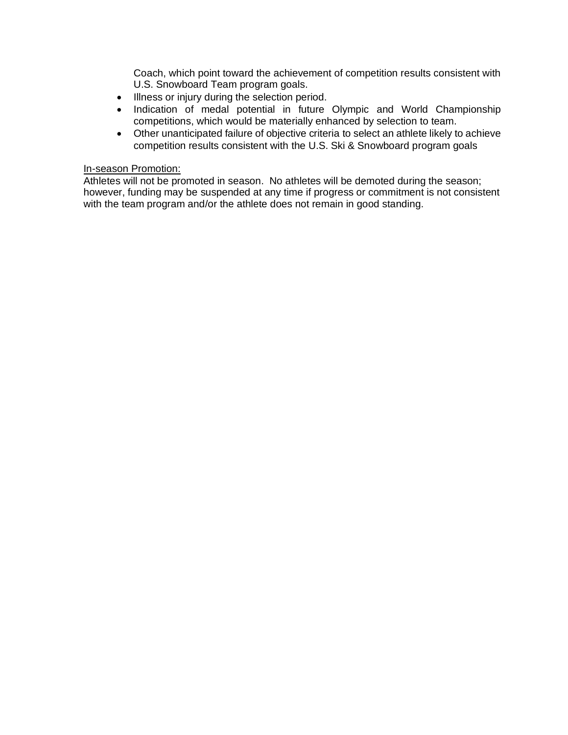Coach, which point toward the achievement of competition results consistent with U.S. Snowboard Team program goals.

- Illness or injury during the selection period.
- Indication of medal potential in future Olympic and World Championship competitions, which would be materially enhanced by selection to team.
- Other unanticipated failure of objective criteria to select an athlete likely to achieve competition results consistent with the U.S. Ski & Snowboard program goals

In-season Promotion:

Athletes will not be promoted in season. No athletes will be demoted during the season; however, funding may be suspended at any time if progress or commitment is not consistent with the team program and/or the athlete does not remain in good standing.